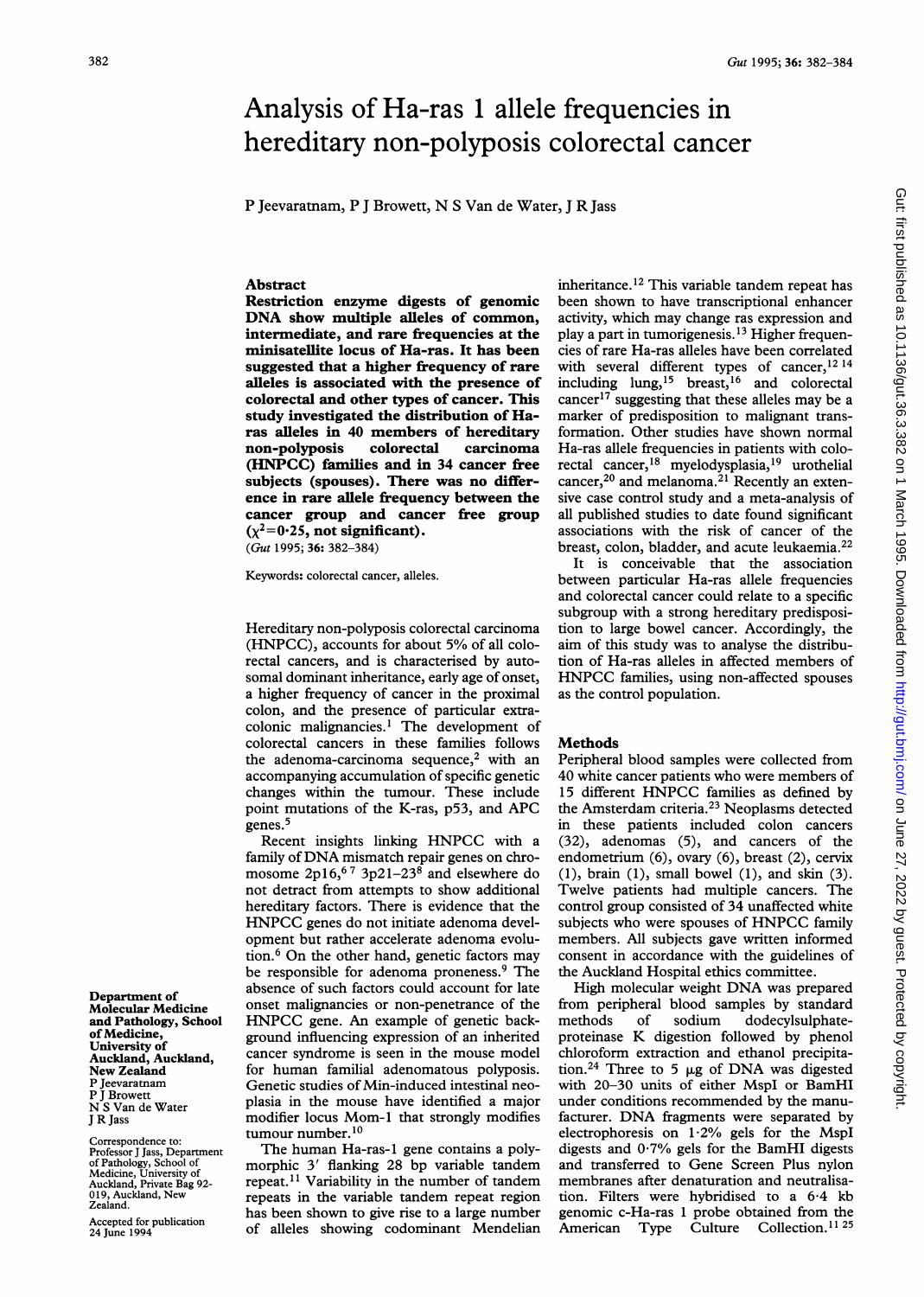# Analysis of Ha-ras 1 allele frequencies in hereditary non-polyposis colorectal cancer

P Jeevaratnam, P J Browett, N S Van de Water, J R Jass

## Abstract

**Restriction enzyme digests of genomic DNA show multiple alleles of common, intermediate, and rare frequencies at the minisatellite locus of Ha-ras. It has been suggested that a higher frequency of rare alleles is associated with the presence of colorectal and other types of cancer. This study investigated the distribution of Ha-ras alleles in 40 members of hereditary non-polyposis colorectal carcinoma (HNPCC) families and in 34 cancer free subjects (spouses). There was no difference in rare allele frequency between the cancer group and cancer free group ($\chi^2$=0·25, not significant).**

(*Gut* 1995; **36:** 382–384)

Keywords: colorectal cancer, alleles.

Hereditary non-polyposis colorectal carcinoma (HNPCC), accounts for about 5% of all colorectal cancers, and is characterised by autosomal dominant inheritance, early age of onset, a higher frequency of cancer in the proximal colon, and the presence of particular extracolonic malignancies.[1] The development of colorectal cancers in these families follows the adenoma-carcinoma sequence,[2] with an accompanying accumulation of specific genetic changes within the tumour. These include point mutations of the K-ras, p53, and APC genes.[5]

Recent insights linking HNPCC with a family of DNA mismatch repair genes on chromosome 2p16,[6 7] 3p21–23[8] and elsewhere do not detract from attempts to show additional hereditary factors. There is evidence that the HNPCC genes do not initiate adenoma development but rather accelerate adenoma evolution.[6] On the other hand, genetic factors may be responsible for adenoma proneness.[9] The absence of such factors could account for late onset malignancies or non-penetrance of the HNPCC gene. An example of genetic background influencing expression of an inherited cancer syndrome is seen in the mouse model for human familial adenomatous polyposis. Genetic studies of Min-induced intestinal neoplasia in the mouse have identified a major modifier locus Mom-1 that strongly modifies tumour number.[10]

The human Ha-ras-1 gene contains a polymorphic 3′ flanking 28 bp variable tandem repeat.[11] Variability in the number of tandem repeats in the variable tandem repeat region has been shown to give rise to a large number of alleles showing codominant Mendelian inheritance.[12] This variable tandem repeat has been shown to have transcriptional enhancer activity, which may change ras expression and play a part in tumorigenesis.[13] Higher frequencies of rare Ha-ras alleles have been correlated with several different types of cancer,[12 14] including lung,[15] breast,[16] and colorectal cancer[17] suggesting that these alleles may be a marker of predisposition to malignant transformation. Other studies have shown normal Ha-ras allele frequencies in patients with colorectal cancer,[18] myelodysplasia,[19] urothelial cancer,[20] and melanoma.[21] Recently an extensive case control study and a meta-analysis of all published studies to date found significant associations with the risk of cancer of the breast, colon, bladder, and acute leukaemia.[22]

It is conceivable that the association between particular Ha-ras allele frequencies and colorectal cancer could relate to a specific subgroup with a strong hereditary predisposition to large bowel cancer. Accordingly, the aim of this study was to analyse the distribution of Ha-ras alleles in affected members of HNPCC families, using non-affected spouses as the control population.

## Methods

Peripheral blood samples were collected from 40 white cancer patients who were members of 15 different HNPCC families as defined by the Amsterdam criteria.[23] Neoplasms detected in these patients included colon cancers (32), adenomas (5), and cancers of the endometrium (6), ovary (6), breast (2), cervix (1), brain (1), small bowel (1), and skin (3). Twelve patients had multiple cancers. The control group consisted of 34 unaffected white subjects who were spouses of HNPCC family members. All subjects gave written informed consent in accordance with the guidelines of the Auckland Hospital ethics committee.

High molecular weight DNA was prepared from peripheral blood samples by standard methods of sodium dodecylsulphate-proteinase K digestion followed by phenol chloroform extraction and ethanol precipitation.[24] Three to 5 μg of DNA was digested with 20–30 units of either MspI or BamHI under conditions recommended by the manufacturer. DNA fragments were separated by electrophoresis on 1·2% gels for the MspI digests and 0·7% gels for the BamHI digests and transferred to Gene Screen Plus nylon membranes after denaturation and neutralisation. Filters were hybridised to a 6·4 kb genomic c-Ha-ras 1 probe obtained from the American Type Culture Collection.[11 25]

Department of Molecular Medicine and Pathology, School of Medicine, University of Auckland, Auckland, New Zealand
P Jeevaratnam
P J Browett
N S Van de Water
J R Jass

Correspondence to: Professor J Jass, Department of Pathology, School of Medicine, University of Auckland, Private Bag 92-019, Auckland, New Zealand.

Accepted for publication 24 June 1994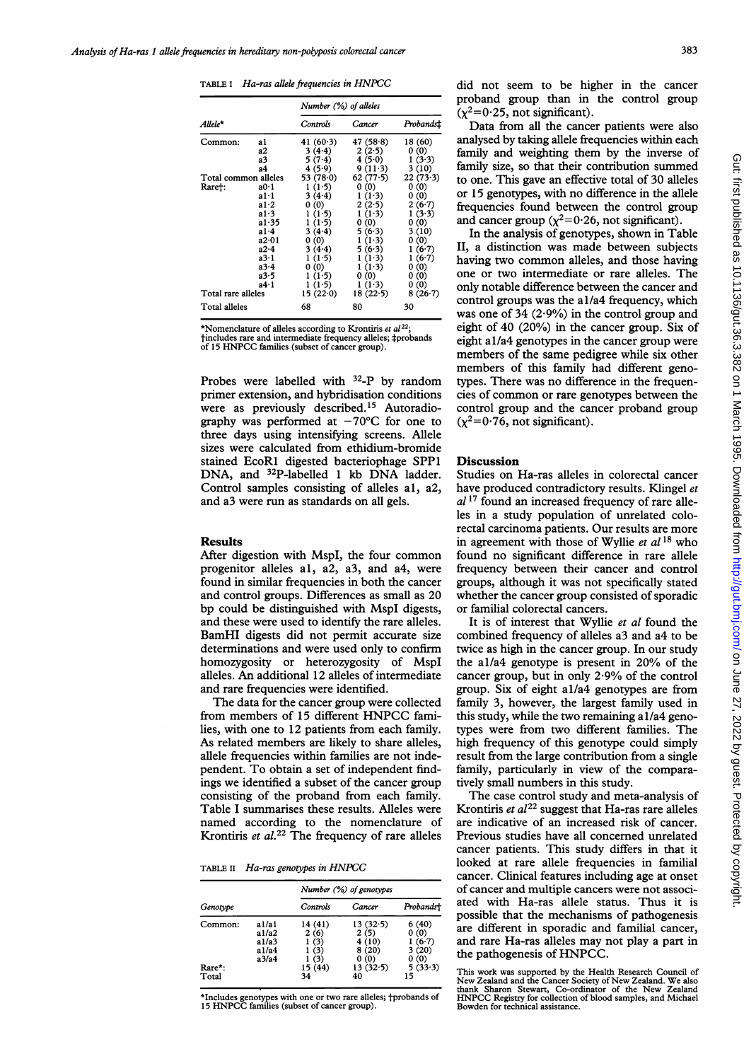TABLE I *Ha-ras allele frequencies in HNPCC*

| Allele* | | Number (%) of alleles | | |
|---|---|---|---|---|
| | | Controls | Cancer | Probands‡ |
| Common: | a1 | 41 (60·3) | 47 (58·8) | 18 (60) |
| | a2 | 3 (4·4) | 2 (2·5) | 0 (0) |
| | a3 | 5 (7·4) | 4 (5·0) | 1 (3·3) |
| | a4 | 4 (5·9) | 9 (11·3) | 3 (10) |
| Total common alleles | | 53 (78·0) | 62 (77·5) | 22 (73·3) |
| Rare†: | a0·1 | 1 (1·5) | 0 (0) | 0 (0) |
| | a1·1 | 3 (4·4) | 1 (1·3) | 0 (0) |
| | a1·2 | 0 (0) | 2 (2·5) | 2 (6·7) |
| | a1·3 | 1 (1·5) | 1 (1·3) | 1 (3·3) |
| | a1·35 | 1 (1·5) | 0 (0) | 0 (0) |
| | a1·4 | 3 (4·4) | 5 (6·3) | 3 (10) |
| | a2·01 | 0 (0) | 1 (1·3) | 0 (0) |
| | a2·4 | 3 (4·4) | 5 (6·3) | 1 (6·7) |
| | a3·1 | 1 (1·5) | 1 (1·3) | 1 (6·7) |
| | a3·4 | 0 (0) | 1 (1·3) | 0 (0) |
| | a3·5 | 1 (1·5) | 0 (0) | 0 (0) |
| | a4·1 | 1 (1·5) | 1 (1·3) | 0 (0) |
| Total rare alleles | | 15 (22·0) | 18 (22·5) | 8 (26·7) |
| Total alleles | | 68 | 80 | 30 |

*Nomenclature of alleles according to Krontiris *et al*[22]; †includes rare and intermediate frequency alleles; ‡probands of 15 HNPCC families (subset of cancer group).

Probes were labelled with $^{32}$-P by random primer extension, and hybridisation conditions were as previously described.[15] Autoradiography was performed at $-70$°C for one to three days using intensifying screens. Allele sizes were calculated from ethidium-bromide stained EcoR1 digested bacteriophage SPP1 DNA, and $^{32}$P-labelled 1 kb DNA ladder. Control samples consisting of alleles a1, a2, and a3 were run as standards on all gels.

## Results

After digestion with MspI, the four common progenitor alleles a1, a2, a3, and a4, were found in similar frequencies in both the cancer and control groups. Differences as small as 20 bp could be distinguished with MspI digests, and these were used to identify the rare alleles. BamHI digests did not permit accurate size determinations and were used only to confirm homozygosity or heterozygosity of MspI alleles. An additional 12 alleles of intermediate and rare frequencies were identified.

The data for the cancer group were collected from members of 15 different HNPCC families, with one to 12 patients from each family. As related members are likely to share alleles, allele frequencies within families are not independent. To obtain a set of independent findings we identified a subset of the cancer group consisting of the proband from each family. Table I summarises these results. Alleles were named according to the nomenclature of Krontiris *et al.*[22] The frequency of rare alleles did not seem to be higher in the cancer proband group than in the control group ($\chi^2$=0·25, not significant).

Data from all the cancer patients were also analysed by taking allele frequencies within each family and weighting them by the inverse of family size, so that their contribution summed to one. This gave an effective total of 30 alleles or 15 genotypes, with no difference in the allele frequencies found between the control group and cancer group ($\chi^2$=0·26, not significant).

In the analysis of genotypes, shown in Table II, a distinction was made between subjects having two common alleles, and those having one or two intermediate or rare alleles. The only notable difference between the cancer and control groups was the a1/a4 frequency, which was one of 34 (2·9%) in the control group and eight of 40 (20%) in the cancer group. Six of eight a1/a4 genotypes in the cancer group were members of the same pedigree while six other members of this family had different genotypes. There was no difference in the frequencies of common or rare genotypes between the control group and the cancer proband group ($\chi^2$=0·76, not significant).

TABLE II *Ha-ras genotypes in HNPCC*

| Genotype | | Number (%) of genotypes | | |
|---|---|---|---|---|
| | | Controls | Cancer | Probands† |
| Common: | a1/a1 | 14 (41) | 13 (32·5) | 6 (40) |
| | a1/a2 | 2 (6) | 2 (5) | 0 (0) |
| | a1/a3 | 1 (3) | 4 (10) | 1 (6·7) |
| | a1/a4 | 1 (3) | 8 (20) | 3 (20) |
| | a3/a4 | 1 (3) | 0 (0) | 0 (0) |
| Rare*: | | 15 (44) | 13 (32·5) | 5 (33·3) |
| Total | | 34 | 40 | 15 |

*Includes genotypes with one or two rare alleles; †probands of 15 HNPCC families (subset of cancer group).

## Discussion

Studies on Ha-ras alleles in colorectal cancer have produced contradictory results. Klingel *et al*[17] found an increased frequency of rare alleles in a study population of unrelated colorectal carcinoma patients. Our results are more in agreement with those of Wyllie *et al*[18] who found no significant difference in rare allele frequency between their cancer and control groups, although it was not specifically stated whether the cancer group consisted of sporadic or familial colorectal cancers.

It is of interest that Wyllie *et al* found the combined frequency of alleles a3 and a4 to be twice as high in the cancer group. In our study the a1/a4 genotype is present in 20% of the cancer group, but in only 2·9% of the control group. Six of eight a1/a4 genotypes are from family 3, however, the largest family used in this study, while the two remaining a1/a4 genotypes were from two different families. The high frequency of this genotype could simply result from the large contribution from a single family, particularly in view of the comparatively small numbers in this study.

The case control study and meta-analysis of Krontiris *et al*[22] suggest that Ha-ras rare alleles are indicative of an increased risk of cancer. Previous studies have all concerned unrelated cancer patients. This study differs in that it looked at rare allele frequencies in familial cancer. Clinical features including age at onset of cancer and multiple cancers were not associated with Ha-ras allele status. Thus it is possible that the mechanisms of pathogenesis are different in sporadic and familial cancer, and rare Ha-ras alleles may not play a part in the pathogenesis of HNPCC.

This work was supported by the Health Research Council of New Zealand and the Cancer Society of New Zealand. We also thank Sharon Stewart, Co-ordinator of the New Zealand HNPCC Registry for collection of blood samples, and Michael Bowden for technical assistance.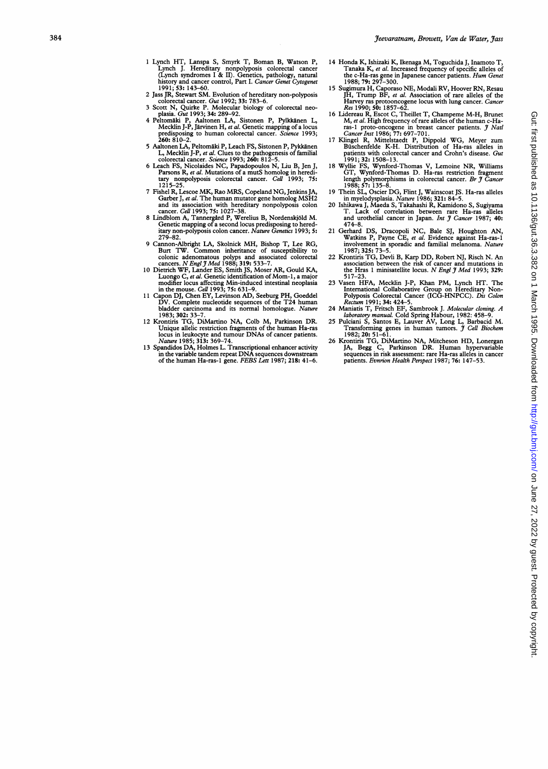1 Lynch HT, Lanspa S, Smyrk T, Boman B, Watson P, Lynch J. Hereditary nonpolyposis colorectal cancer (Lynch syndromes I & II). Genetics, pathology, natural history and cancer control, Part I. *Cancer Genet Cytogenet* 1991; **53:** 143–60.

2 Jass JR, Stewart SM. Evolution of hereditary non-polyposis colorectal cancer. *Gut* 1992; **33:** 783–6.

3 Scott N, Quirke P. Molecular biology of colorectal neoplasia. *Gut* 1993; **34:** 289–92.

4 Peltomäki P, Aaltonen LA, Sistonen P, Pylkkänen L, Mecklin J-P, Järvinen H, *et al.* Genetic mapping of a locus predisposing to human colorectal cancer. *Science* 1993; **260:** 810–2.

5 Aaltonen LA, Peltomäki P, Leach FS, Sistonen P, Pykkänen L, Mecklin J-P, *et al.* Clues to the pathogenesis of familial colorectal cancer. *Science* 1993; **260:** 812–5.

6 Leach FS, Nicolaides NC, Papadopoulos N, Liu B, Jen J, Parsons R, *et al.* Mutations of a mutS homolog in hereditary nonpolyposis colorectal cancer. *Cell* 1993; **75:** 1215–25.

7 Fishel R, Lescoe MK, Rao MRS, Copeland NG, Jenkins JA, Garber J, *et al.* The human mutator gene homolog MSH2 and its association with hereditary nonpolyposis colon cancer. *Cell* 1993; **75:** 1027–38.

8 Lindblom A, Tannergård P, Werelius B, Nordenskjöld M. Genetic mapping of a second locus predisposing to hereditary non-polyposis colon cancer. *Nature Genetics* 1993; **5:** 279–82.

9 Cannon-Albright LA, Skolnick MH, Bishop T, Lee RG, Burt TW. Common inheritance of susceptibility to colonic adenomatous polyps and associated colorectal cancers. *N Engl J Med* 1988; **319:** 533–7.

10 Dietrich WF, Lander ES, Smith JS, Moser AR, Gould KA, Luongo C, *et al.* Genetic identification of Mom-1, a major modifier locus affecting Min-induced intestinal neoplasia in the mouse. *Cell* 1993; **75:** 631–9.

11 Capon DJ, Chen EY, Levinson AD, Seeburg PH, Goeddel DV. Complete nucleotide sequences of the T24 human bladder carcinoma and its normal homologue. *Nature* 1983; **302:** 33–7.

12 Krontiris TG, DiMartino NA, Colb M, Parkinson DR. Unique allelic restriction fragments of the human Ha-ras locus in leukocyte and tumour DNAs of cancer patients. *Nature* 1985; **313:** 369–74.

13 Spandidos DA, Holmes L. Transcriptional enhancer activity in the variable tandem repeat DNA sequences downstream of the human Ha-ras-1 gene. *FEBS Lett* 1987; **218:** 41–6.

14 Honda K, Ishizaki K, Ikenaga M, Toguchida J, Inamoto T, Tanaka K, *et al.* Increased frequency of specific alleles of the c-Ha-ras gene in Japanese cancer patients. *Hum Genet* 1988; **79:** 297–300.

15 Sugimura H, Caporaso NE, Modali RV, Hoover RN, Resau JH, Trump BF, *et al.* Association of rare alleles of the Harvey ras protooncogene locus with lung cancer. *Cancer Res* 1990; **50:** 1857–62.

16 Lidereau R, Escot C, Theillet T, Champeme M-H, Brunet M, *et al.* High frequency of rare alleles of the human c-Ha-ras-1 proto-oncogene in breast cancer patients. *J Natl Cancer Inst* 1986; **77:** 697–701.

17 Klingel R, Mittelstaedt P, Dippold WG, Meyer zum Büschenfelde K-H. Distribution of Ha-ras alleles in patients with colorectal cancer and Crohn's disease. *Gut* 1991; **32:** 1508–13.

18 Wyllie FS, Wynford-Thomas V, Lemoine NR, Williams GT, Wynford-Thomas D. Ha-ras restriction fragment length polymorphisms in colorectal cancer. *Br J Cancer* 1988; **57:** 135–8.

19 Thein SL, Oscier DG, Flint J, Wainscoat JS. Ha-ras alleles in myelodysplasia. *Nature* 1986; **321:** 84–5.

20 Ishikawa J, Maeda S, Takahashi R, Kamidono S, Sugiyama T. Lack of correlation between rare Ha-ras alleles and urothelial cancer in Japan. *Int J Cancer* 1987; **40:** 474–8.

21 Gerhard DS, Dracopoli NC, Bale SJ, Houghton AN, Watkins P, Payne CE, *et al.* Evidence against Ha-ras-1 involvement in sporadic and familial melanoma. *Nature* 1987; **325:** 73–5.

22 Krontiris TG, Devli B, Karp DD, Robert NJ, Risch N. An association between the risk of cancer and mutations in the Hras 1 minisatellite locus. *N Engl J Med* 1993; **329:** 517–23.

23 Vasen HFA, Mecklin J-P, Khan PM, Lynch HT. The International Collaborative Group on Hereditary Non-Polyposis Colorectal Cancer (ICG-HNPCC). *Dis Colon Rectum* 1991; **34:** 424–5.

24 Maniatis T, Fritsch EF, Sambrook J. *Molecular cloning. A laboratory manual.* Cold Spring Habour, 1982: 458–9.

25 Pulciani S, Santos E, Lauver AV, Long L, Barbacid M. Transforming genes in human tumors. *J Cell Biochem* 1982; **20:** 51–61.

26 Krontiris TG, DiMartino NA, Mitcheson HD, Lonergan JA, Begg C, Parkinson DR. Human hypervariable sequences in risk assessment: rare Ha-ras alleles in cancer patients. *Envrion Health Perspect* 1987; **76:** 147–53.